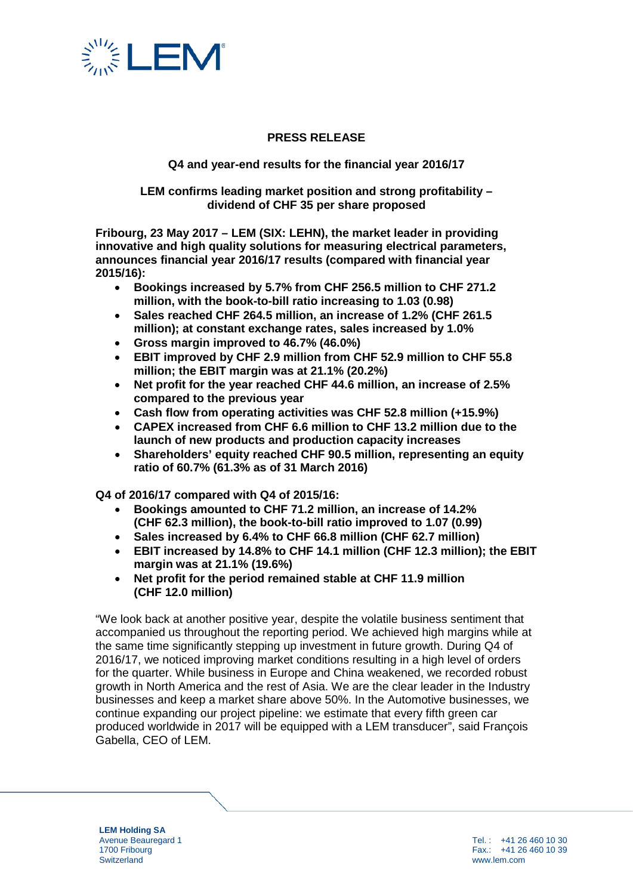**PRESS RELEASE**

**Q4 and year-end results for the financial year 2016/17**

**LEM confirms leading market position and strong profitability – dividend of CHF 35 per share proposed**

**Fribourg, 23 May 2017 – LEM (SIX: LEHN), the market leader in providing innovative and high quality solutions for measuring electrical parameters, announces financial year 2016/17 results (compared with financial year 2015/16):**

- **Bookings increased by 5.7% from CHF 256.5 million to CHF 271.2 million, with the book-to-bill ratio increasing to 1.03 (0.98)**
- **Sales reached CHF 264.5 million, an increase of 1.2% (CHF 261.5 million); at constant exchange rates, sales increased by 1.0%**
- **Gross margin improved to 46.7% (46.0%)**
- **EBIT improved by CHF 2.9 million from CHF 52.9 million to CHF 55.8 million; the EBIT margin was at 21.1% (20.2%)**
- **Net profit for the year reached CHF 44.6 million, an increase of 2.5% compared to the previous year**
- **Cash flow from operating activities was CHF 52.8 million (+15.9%)**
- **CAPEX increased from CHF 6.6 million to CHF 13.2 million due to the launch of new products and production capacity increases**
- **Shareholders' equity reached CHF 90.5 million, representing an equity ratio of 60.7% (61.3% as of 31 March 2016)**

**Q4 of 2016/17 compared with Q4 of 2015/16:**

- **Bookings amounted to CHF 71.2 million, an increase of 14.2% (CHF 62.3 million), the book-to-bill ratio improved to 1.07 (0.99)**
- **Sales increased by 6.4% to CHF 66.8 million (CHF 62.7 million)**
- **EBIT increased by 14.8% to CHF 14.1 million (CHF 12.3 million); the EBIT margin was at 21.1% (19.6%)**
- **Net profit for the period remained stable at CHF 11.9 million (CHF 12.0 million)**

"We look back at another positive year, despite the volatile business sentiment that accompanied us throughout the reporting period. We achieved high margins while at the same time significantly stepping up investment in future growth. During Q4 of 2016/17, we noticed improving market conditions resulting in a high level of orders for the quarter. While business in Europe and China weakened, we recorded robust growth in North America and the rest of Asia. We are the clear leader in the Industry businesses and keep a market share above 50%. In the Automotive businesses, we continue expanding our project pipeline: we estimate that every fifth green car produced worldwide in 2017 will be equipped with a LEM transducer", said François Gabella, CEO of LEM.

**LEM Holding SA**
Avenue Beauregard 1
1700 Fribourg
Switzerland

Tel. : +41 26 460 10 30
Fax.: +41 26 460 10 39
www.lem.com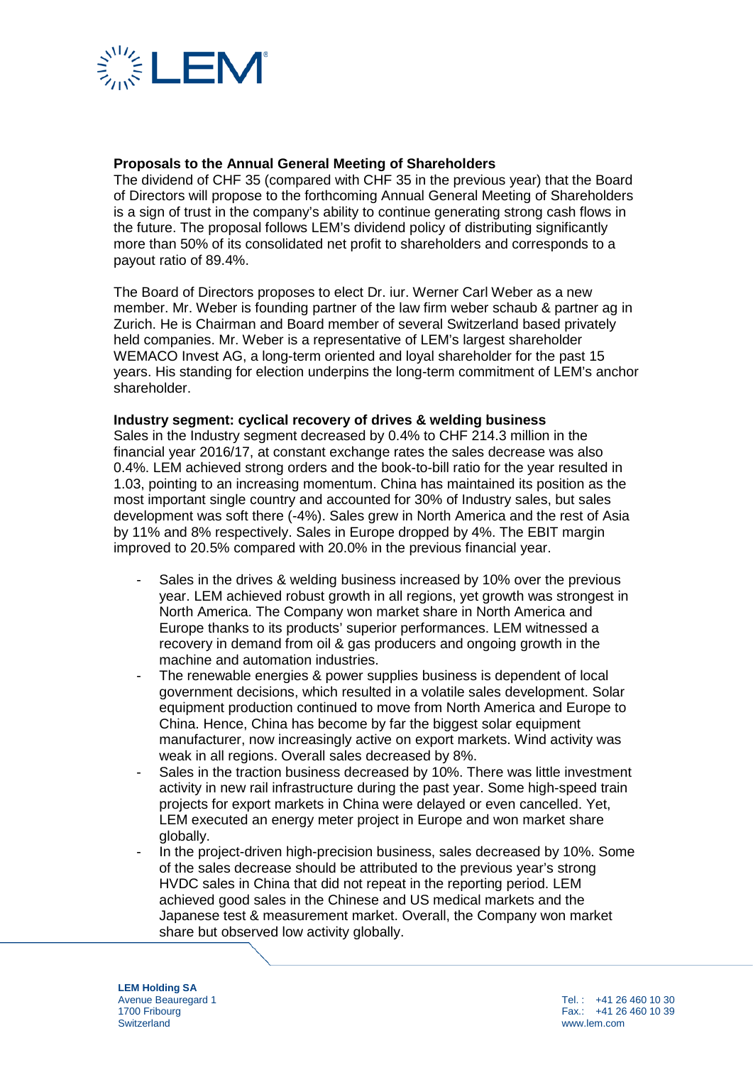**Proposals to the Annual General Meeting of Shareholders**

The dividend of CHF 35 (compared with CHF 35 in the previous year) that the Board of Directors will propose to the forthcoming Annual General Meeting of Shareholders is a sign of trust in the company's ability to continue generating strong cash flows in the future. The proposal follows LEM's dividend policy of distributing significantly more than 50% of its consolidated net profit to shareholders and corresponds to a payout ratio of 89.4%.

The Board of Directors proposes to elect Dr. iur. Werner Carl Weber as a new member. Mr. Weber is founding partner of the law firm weber schaub & partner ag in Zurich. He is Chairman and Board member of several Switzerland based privately held companies. Mr. Weber is a representative of LEM's largest shareholder WEMACO Invest AG, a long-term oriented and loyal shareholder for the past 15 years. His standing for election underpins the long-term commitment of LEM's anchor shareholder.

**Industry segment: cyclical recovery of drives & welding business**

Sales in the Industry segment decreased by 0.4% to CHF 214.3 million in the financial year 2016/17, at constant exchange rates the sales decrease was also 0.4%. LEM achieved strong orders and the book-to-bill ratio for the year resulted in 1.03, pointing to an increasing momentum. China has maintained its position as the most important single country and accounted for 30% of Industry sales, but sales development was soft there (-4%). Sales grew in North America and the rest of Asia by 11% and 8% respectively. Sales in Europe dropped by 4%. The EBIT margin improved to 20.5% compared with 20.0% in the previous financial year.

- Sales in the drives & welding business increased by 10% over the previous year. LEM achieved robust growth in all regions, yet growth was strongest in North America. The Company won market share in North America and Europe thanks to its products' superior performances. LEM witnessed a recovery in demand from oil & gas producers and ongoing growth in the machine and automation industries.
- The renewable energies & power supplies business is dependent of local government decisions, which resulted in a volatile sales development. Solar equipment production continued to move from North America and Europe to China. Hence, China has become by far the biggest solar equipment manufacturer, now increasingly active on export markets. Wind activity was weak in all regions. Overall sales decreased by 8%.
- Sales in the traction business decreased by 10%. There was little investment activity in new rail infrastructure during the past year. Some high-speed train projects for export markets in China were delayed or even cancelled. Yet, LEM executed an energy meter project in Europe and won market share globally.
- In the project-driven high-precision business, sales decreased by 10%. Some of the sales decrease should be attributed to the previous year's strong HVDC sales in China that did not repeat in the reporting period. LEM achieved good sales in the Chinese and US medical markets and the Japanese test & measurement market. Overall, the Company won market share but observed low activity globally.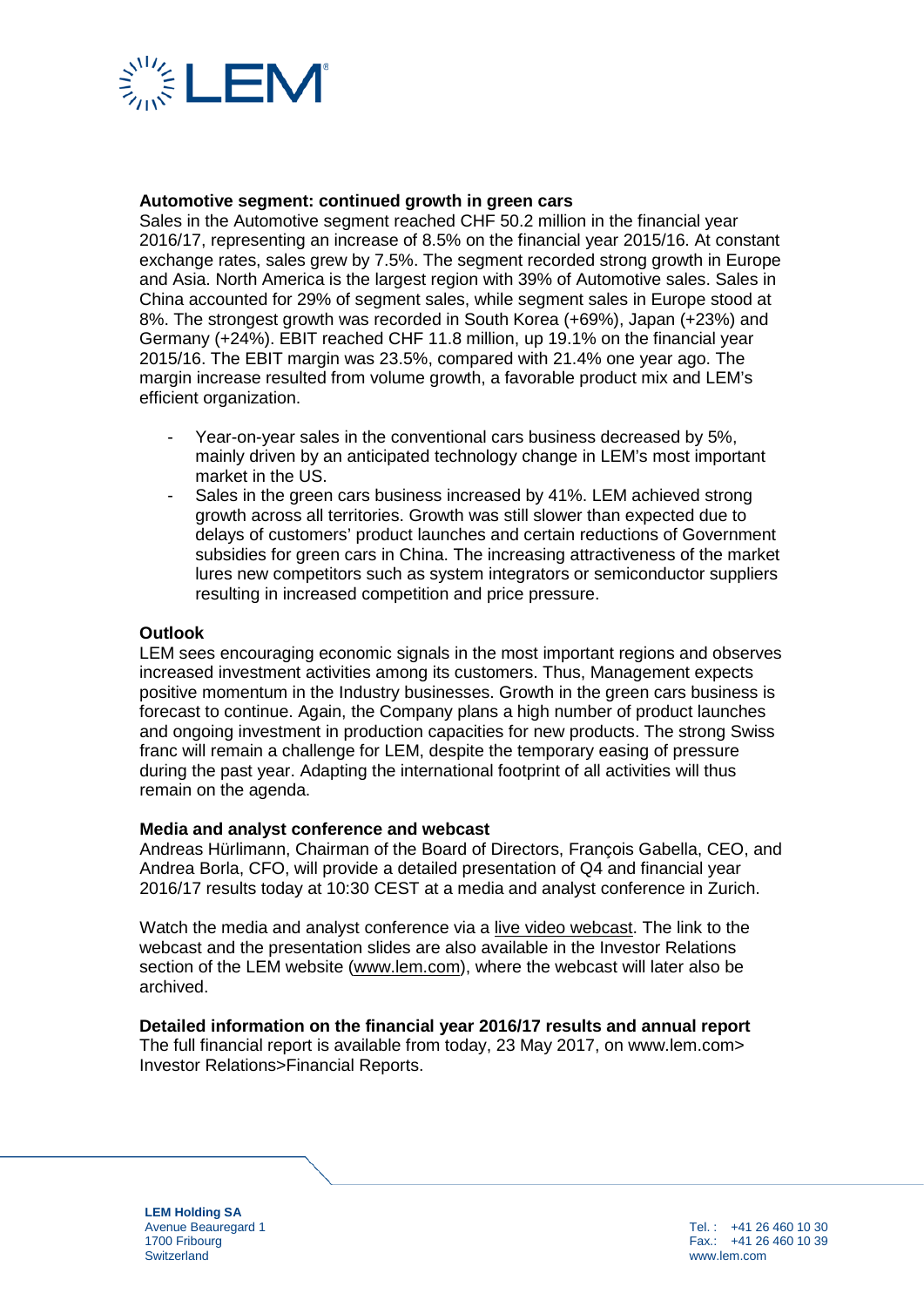**Automotive segment: continued growth in green cars**
Sales in the Automotive segment reached CHF 50.2 million in the financial year 2016/17, representing an increase of 8.5% on the financial year 2015/16. At constant exchange rates, sales grew by 7.5%. The segment recorded strong growth in Europe and Asia. North America is the largest region with 39% of Automotive sales. Sales in China accounted for 29% of segment sales, while segment sales in Europe stood at 8%. The strongest growth was recorded in South Korea (+69%), Japan (+23%) and Germany (+24%). EBIT reached CHF 11.8 million, up 19.1% on the financial year 2015/16. The EBIT margin was 23.5%, compared with 21.4% one year ago. The margin increase resulted from volume growth, a favorable product mix and LEM's efficient organization.

- Year-on-year sales in the conventional cars business decreased by 5%, mainly driven by an anticipated technology change in LEM's most important market in the US.
- Sales in the green cars business increased by 41%. LEM achieved strong growth across all territories. Growth was still slower than expected due to delays of customers' product launches and certain reductions of Government subsidies for green cars in China. The increasing attractiveness of the market lures new competitors such as system integrators or semiconductor suppliers resulting in increased competition and price pressure.

**Outlook**
LEM sees encouraging economic signals in the most important regions and observes increased investment activities among its customers. Thus, Management expects positive momentum in the Industry businesses. Growth in the green cars business is forecast to continue. Again, the Company plans a high number of product launches and ongoing investment in production capacities for new products. The strong Swiss franc will remain a challenge for LEM, despite the temporary easing of pressure during the past year. Adapting the international footprint of all activities will thus remain on the agenda.

**Media and analyst conference and webcast**
Andreas Hürlimann, Chairman of the Board of Directors, François Gabella, CEO, and Andrea Borla, CFO, will provide a detailed presentation of Q4 and financial year 2016/17 results today at 10:30 CEST at a media and analyst conference in Zurich.

Watch the media and analyst conference via a live video webcast. The link to the webcast and the presentation slides are also available in the Investor Relations section of the LEM website (www.lem.com), where the webcast will later also be archived.

**Detailed information on the financial year 2016/17 results and annual report**
The full financial report is available from today, 23 May 2017, on www.lem.com> Investor Relations>Financial Reports.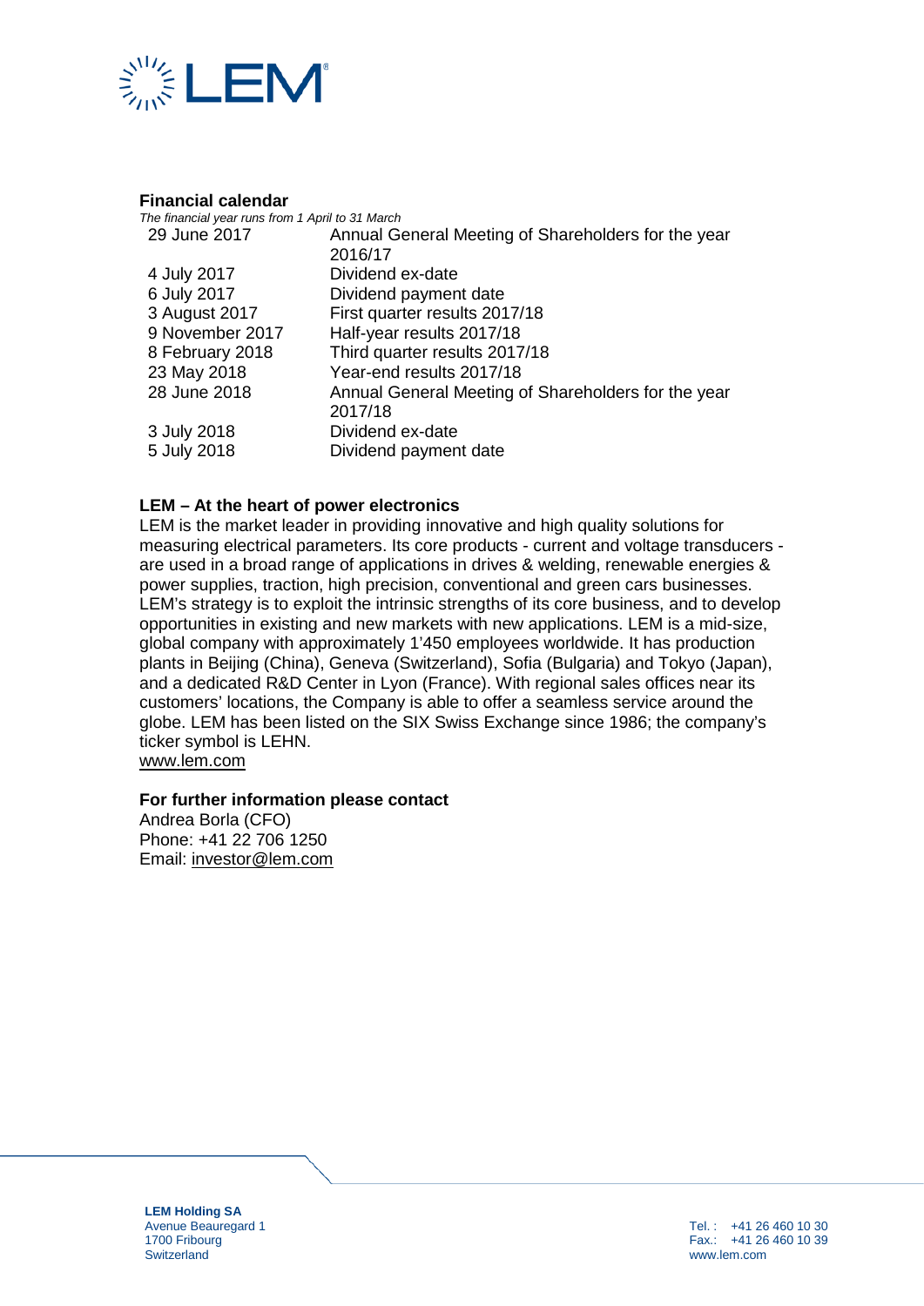## Financial calendar

*The financial year runs from 1 April to 31 March*

| | |
|---|---|
| 29 June 2017 | Annual General Meeting of Shareholders for the year 2016/17 |
| 4 July 2017 | Dividend ex-date |
| 6 July 2017 | Dividend payment date |
| 3 August 2017 | First quarter results 2017/18 |
| 9 November 2017 | Half-year results 2017/18 |
| 8 February 2018 | Third quarter results 2017/18 |
| 23 May 2018 | Year-end results 2017/18 |
| 28 June 2018 | Annual General Meeting of Shareholders for the year 2017/18 |
| 3 July 2018 | Dividend ex-date |
| 5 July 2018 | Dividend payment date |

## LEM – At the heart of power electronics

LEM is the market leader in providing innovative and high quality solutions for measuring electrical parameters. Its core products - current and voltage transducers - are used in a broad range of applications in drives & welding, renewable energies & power supplies, traction, high precision, conventional and green cars businesses. LEM's strategy is to exploit the intrinsic strengths of its core business, and to develop opportunities in existing and new markets with new applications. LEM is a mid-size, global company with approximately 1'450 employees worldwide. It has production plants in Beijing (China), Geneva (Switzerland), Sofia (Bulgaria) and Tokyo (Japan), and a dedicated R&D Center in Lyon (France). With regional sales offices near its customers' locations, the Company is able to offer a seamless service around the globe. LEM has been listed on the SIX Swiss Exchange since 1986; the company's ticker symbol is LEHN.
www.lem.com

## For further information please contact

Andrea Borla (CFO)
Phone: +41 22 706 1250
Email: investor@lem.com

**LEM Holding SA**
Avenue Beauregard 1
1700 Fribourg
Switzerland

Tel. : +41 26 460 10 30
Fax.: +41 26 460 10 39
www.lem.com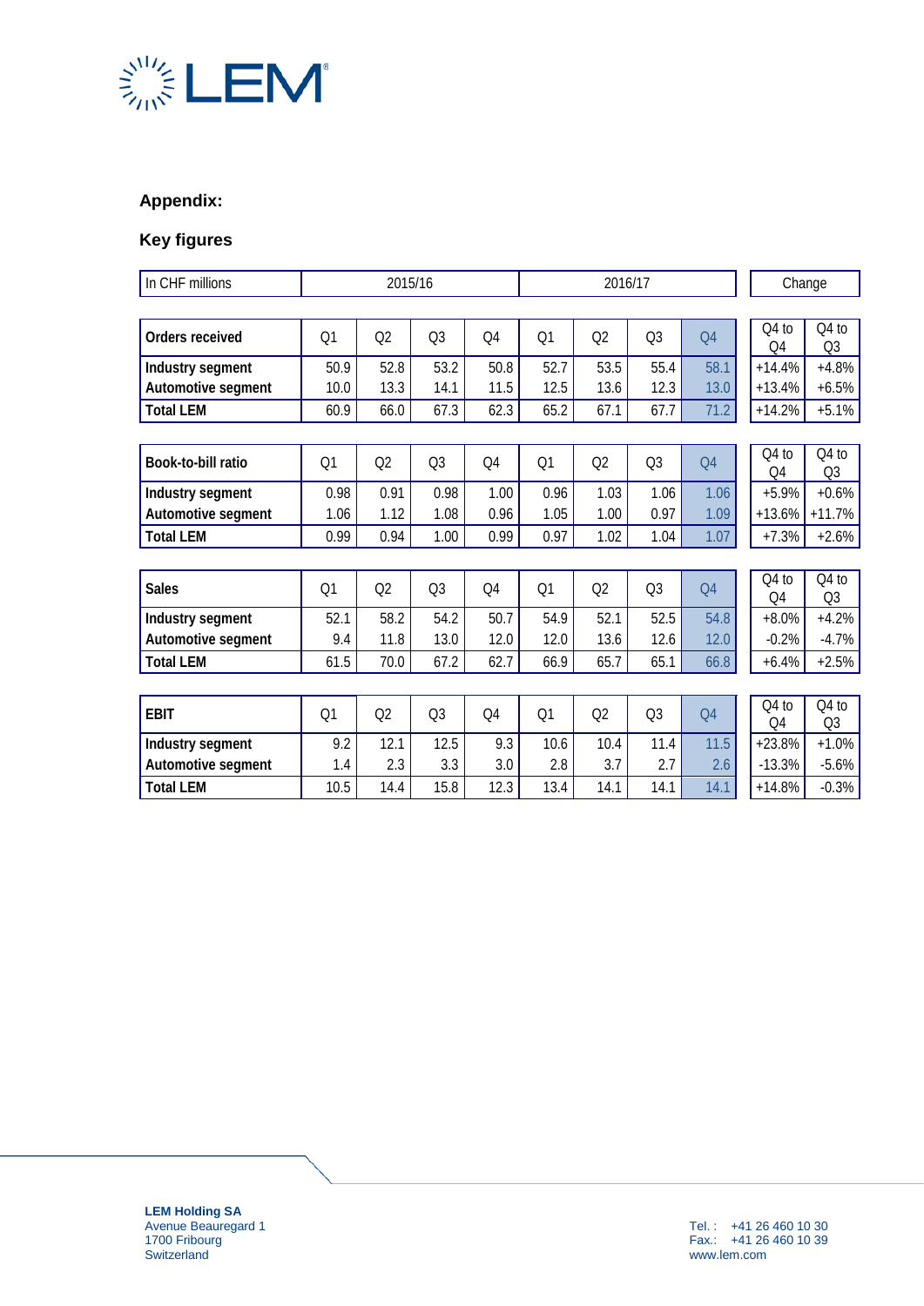## Appendix:

## Key figures

| In CHF millions | 2015/16 | | | | 2016/17 | | | | Change | |
|---|---|---|---|---|---|---|---|---|---|---|
| **Orders received** | Q1 | Q2 | Q3 | Q4 | Q1 | Q2 | Q3 | Q4 | Q4 to Q4 | Q4 to Q3 |
| **Industry segment** | 50.9 | 52.8 | 53.2 | 50.8 | 52.7 | 53.5 | 55.4 | 58.1 | +14.4% | +4.8% |
| **Automotive segment** | 10.0 | 13.3 | 14.1 | 11.5 | 12.5 | 13.6 | 12.3 | 13.0 | +13.4% | +6.5% |
| **Total LEM** | 60.9 | 66.0 | 67.3 | 62.3 | 65.2 | 67.1 | 67.7 | 71.2 | +14.2% | +5.1% |

| **Book-to-bill ratio** | Q1 | Q2 | Q3 | Q4 | Q1 | Q2 | Q3 | Q4 | Q4 to Q4 | Q4 to Q3 |
|---|---|---|---|---|---|---|---|---|---|---|
| **Industry segment** | 0.98 | 0.91 | 0.98 | 1.00 | 0.96 | 1.03 | 1.06 | 1.06 | +5.9% | +0.6% |
| **Automotive segment** | 1.06 | 1.12 | 1.08 | 0.96 | 1.05 | 1.00 | 0.97 | 1.09 | +13.6% | +11.7% |
| **Total LEM** | 0.99 | 0.94 | 1.00 | 0.99 | 0.97 | 1.02 | 1.04 | 1.07 | +7.3% | +2.6% |

| **Sales** | Q1 | Q2 | Q3 | Q4 | Q1 | Q2 | Q3 | Q4 | Q4 to Q4 | Q4 to Q3 |
|---|---|---|---|---|---|---|---|---|---|---|
| **Industry segment** | 52.1 | 58.2 | 54.2 | 50.7 | 54.9 | 52.1 | 52.5 | 54.8 | +8.0% | +4.2% |
| **Automotive segment** | 9.4 | 11.8 | 13.0 | 12.0 | 12.0 | 13.6 | 12.6 | 12.0 | -0.2% | -4.7% |
| **Total LEM** | 61.5 | 70.0 | 67.2 | 62.7 | 66.9 | 65.7 | 65.1 | 66.8 | +6.4% | +2.5% |

| **EBIT** | Q1 | Q2 | Q3 | Q4 | Q1 | Q2 | Q3 | Q4 | Q4 to Q4 | Q4 to Q3 |
|---|---|---|---|---|---|---|---|---|---|---|
| **Industry segment** | 9.2 | 12.1 | 12.5 | 9.3 | 10.6 | 10.4 | 11.4 | 11.5 | +23.8% | +1.0% |
| **Automotive segment** | 1.4 | 2.3 | 3.3 | 3.0 | 2.8 | 3.7 | 2.7 | 2.6 | -13.3% | -5.6% |
| **Total LEM** | 10.5 | 14.4 | 15.8 | 12.3 | 13.4 | 14.1 | 14.1 | 14.1 | +14.8% | -0.3% |

**LEM Holding SA**
Avenue Beauregard 1
1700 Fribourg
Switzerland

Tel. : +41 26 460 10 30
Fax.: +41 26 460 10 39
www.lem.com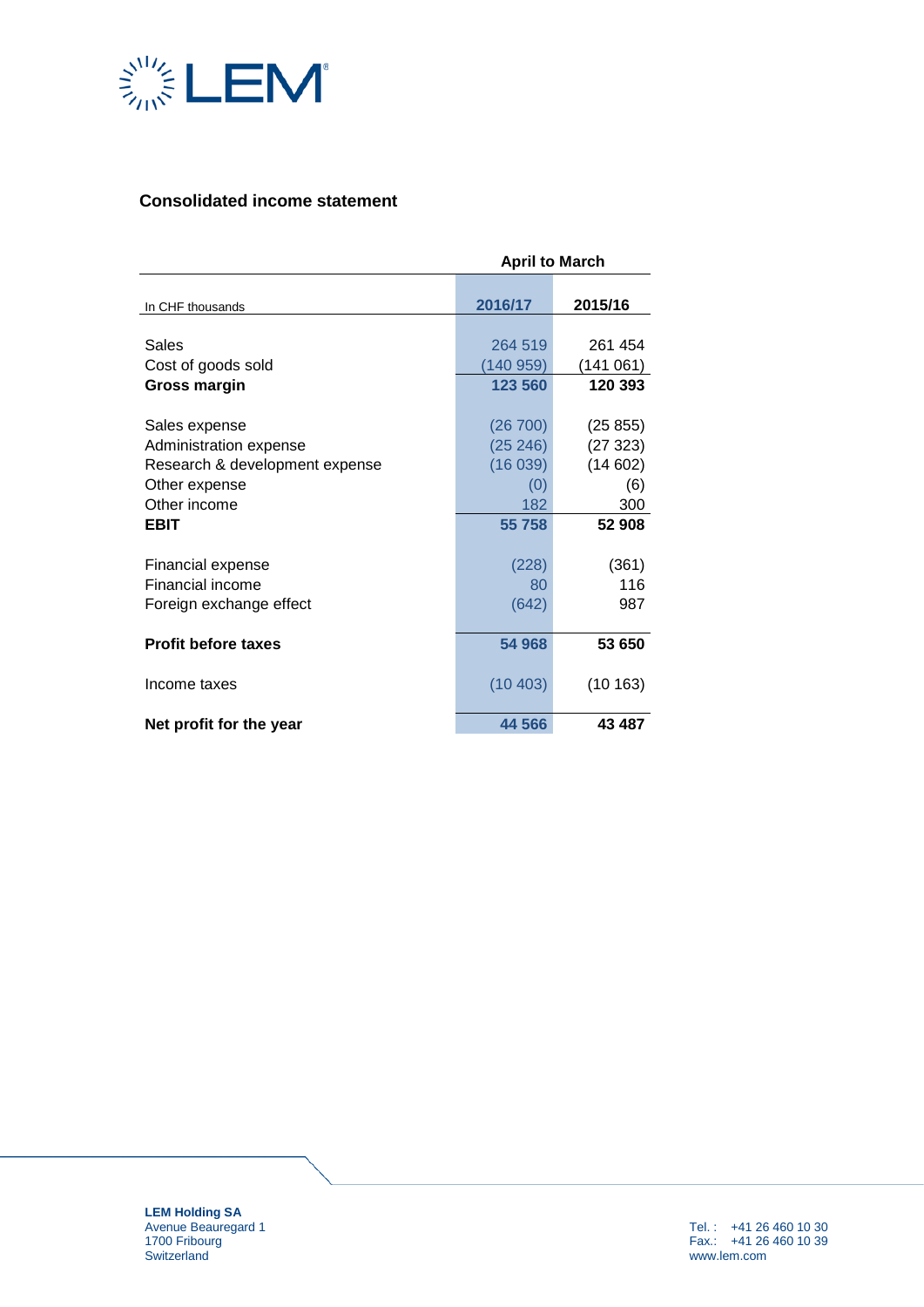## Consolidated income statement

| In CHF thousands | April to March 2016/17 | 2015/16 |
|---|---|---|
| Sales | 264 519 | 261 454 |
| Cost of goods sold | (140 959) | (141 061) |
| **Gross margin** | **123 560** | **120 393** |
| Sales expense | (26 700) | (25 855) |
| Administration expense | (25 246) | (27 323) |
| Research & development expense | (16 039) | (14 602) |
| Other expense | (0) | (6) |
| Other income | 182 | 300 |
| **EBIT** | **55 758** | **52 908** |
| Financial expense | (228) | (361) |
| Financial income | 80 | 116 |
| Foreign exchange effect | (642) | 987 |
| **Profit before taxes** | **54 968** | **53 650** |
| Income taxes | (10 403) | (10 163) |
| **Net profit for the year** | **44 566** | **43 487** |

**LEM Holding SA**
Avenue Beauregard 1
1700 Fribourg
Switzerland

Tel. : +41 26 460 10 30
Fax.: +41 26 460 10 39
www.lem.com